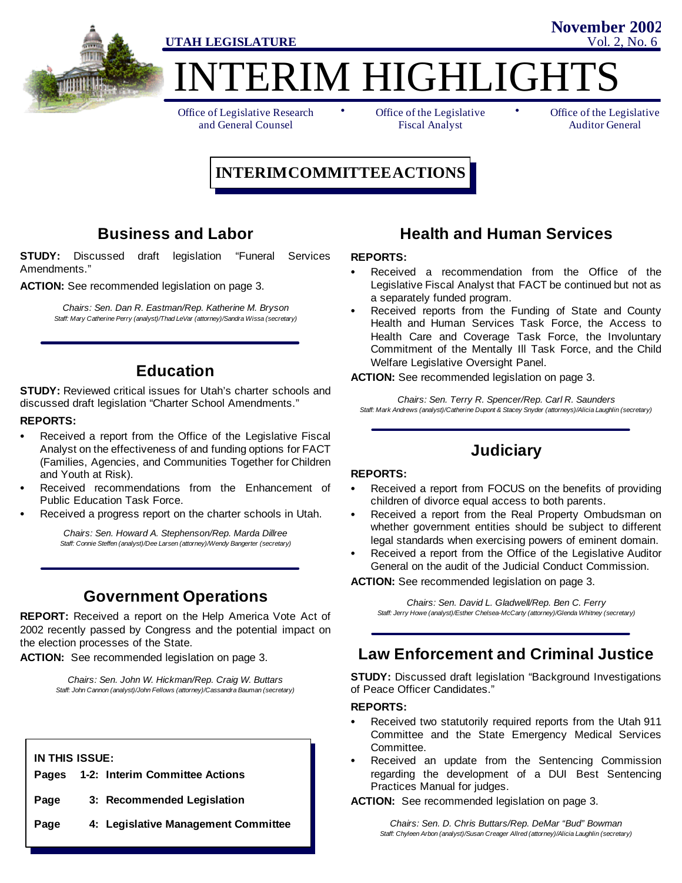**UTAH LEGISLATURE**

**November 2002**
Vol. 2, No. 6

# INTERIM HIGHLIGHTS

Office of Legislative Research and General Counsel • Office of the Legislative Fiscal Analyst • Office of the Legislative Auditor General

## INTERIM COMMITTEE ACTIONS

### Business and Labor

**STUDY:** Discussed draft legislation "Funeral Services Amendments."

**ACTION:** See recommended legislation on page 3.

*Chairs: Sen. Dan R. Eastman/Rep. Katherine M. Bryson*
*Staff: Mary Catherine Perry (analyst)/Thad LeVar (attorney)/Sandra Wissa (secretary)*

### Education

**STUDY:** Reviewed critical issues for Utah's charter schools and discussed draft legislation "Charter School Amendments."

**REPORTS:**

- Received a report from the Office of the Legislative Fiscal Analyst on the effectiveness of and funding options for FACT (Families, Agencies, and Communities Together for Children and Youth at Risk).
- Received recommendations from the Enhancement of Public Education Task Force.
- Received a progress report on the charter schools in Utah.

*Chairs: Sen. Howard A. Stephenson/Rep. Marda Dillree*
*Staff: Connie Steffen (analyst)/Dee Larsen (attorney)/Wendy Bangerter (secretary)*

### Government Operations

**REPORT:** Received a report on the Help America Vote Act of 2002 recently passed by Congress and the potential impact on the election processes of the State.

**ACTION:** See recommended legislation on page 3.

*Chairs: Sen. John W. Hickman/Rep. Craig W. Buttars*
*Staff: John Cannon (analyst)/John Fellows (attorney)/Cassandra Bauman (secretary)*

**IN THIS ISSUE:**

**Pages 1-2: Interim Committee Actions**

**Page 3: Recommended Legislation**

**Page 4: Legislative Management Committee**

### Health and Human Services

**REPORTS:**

- Received a recommendation from the Office of the Legislative Fiscal Analyst that FACT be continued but not as a separately funded program.
- Received reports from the Funding of State and County Health and Human Services Task Force, the Access to Health Care and Coverage Task Force, the Involuntary Commitment of the Mentally Ill Task Force, and the Child Welfare Legislative Oversight Panel.

**ACTION:** See recommended legislation on page 3.

*Chairs: Sen. Terry R. Spencer/Rep. Carl R. Saunders*
*Staff: Mark Andrews (analyst)/Catherine Dupont & Stacey Snyder (attorneys)/Alicia Laughlin (secretary)*

### Judiciary

**REPORTS:**

- Received a report from FOCUS on the benefits of providing children of divorce equal access to both parents.
- Received a report from the Real Property Ombudsman on whether government entities should be subject to different legal standards when exercising powers of eminent domain.
- Received a report from the Office of the Legislative Auditor General on the audit of the Judicial Conduct Commission.

**ACTION:** See recommended legislation on page 3.

*Chairs: Sen. David L. Gladwell/Rep. Ben C. Ferry*
*Staff: Jerry Howe (analyst)/Esther Chelsea-McCarty (attorney)/Glenda Whitney (secretary)*

### Law Enforcement and Criminal Justice

**STUDY:** Discussed draft legislation "Background Investigations of Peace Officer Candidates."

**REPORTS:**

- Received two statutorily required reports from the Utah 911 Committee and the State Emergency Medical Services Committee.
- Received an update from the Sentencing Commission regarding the development of a DUI Best Sentencing Practices Manual for judges.

**ACTION:** See recommended legislation on page 3.

*Chairs: Sen. D. Chris Buttars/Rep. DeMar "Bud" Bowman*
*Staff: Chyleen Arbon (analyst)/Susan Creager Allred (attorney)/Alicia Laughlin (secretary)*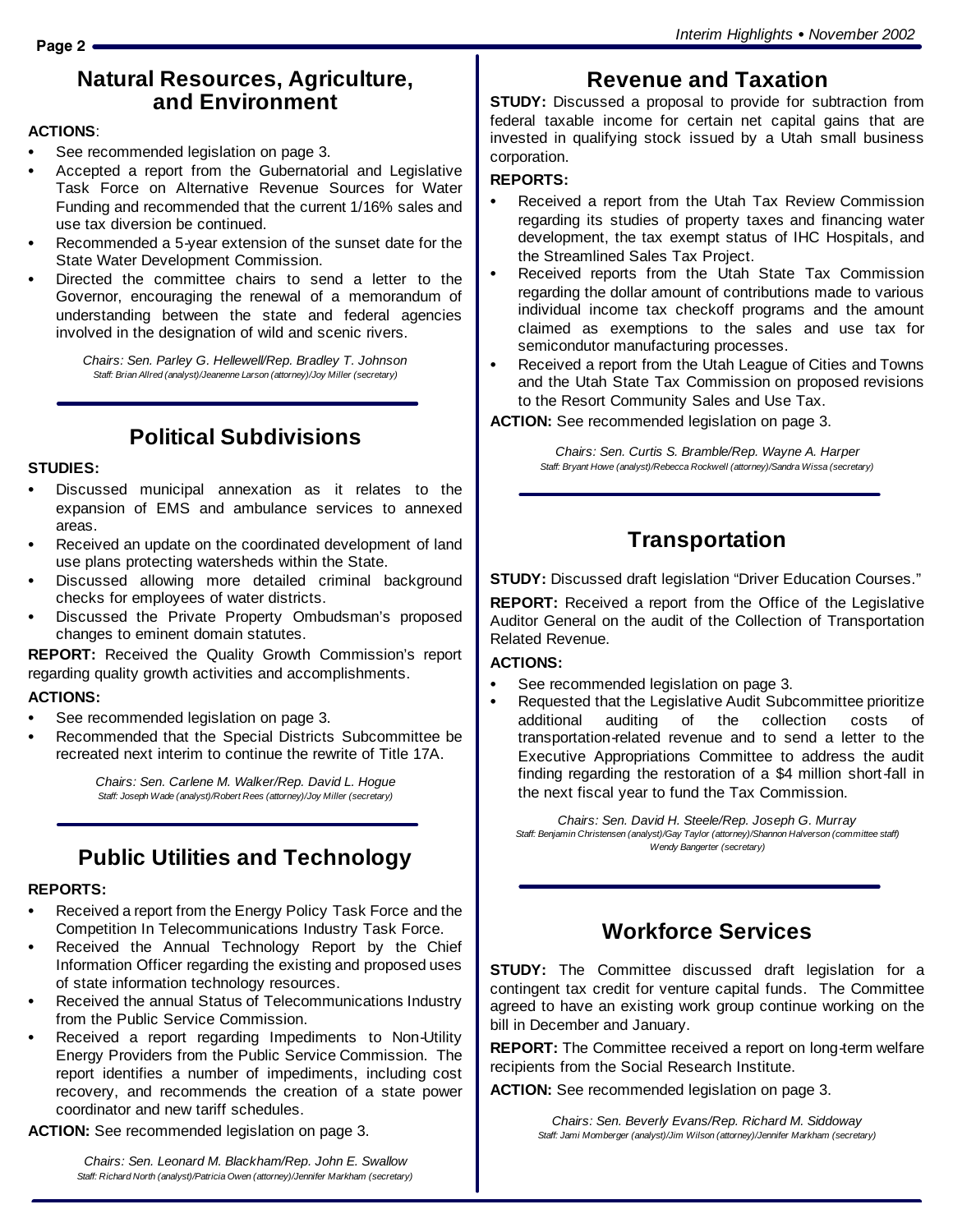## Natural Resources, Agriculture, and Environment

**ACTIONS**:

- See recommended legislation on page 3.
- Accepted a report from the Gubernatorial and Legislative Task Force on Alternative Revenue Sources for Water Funding and recommended that the current 1/16% sales and use tax diversion be continued.
- Recommended a 5-year extension of the sunset date for the State Water Development Commission.
- Directed the committee chairs to send a letter to the Governor, encouraging the renewal of a memorandum of understanding between the state and federal agencies involved in the designation of wild and scenic rivers.

*Chairs: Sen. Parley G. Hellewell/Rep. Bradley T. Johnson*
*Staff: Brian Allred (analyst)/Jeanenne Larson (attorney)/Joy Miller (secretary)*

## Political Subdivisions

**STUDIES:**

- Discussed municipal annexation as it relates to the expansion of EMS and ambulance services to annexed areas.
- Received an update on the coordinated development of land use plans protecting watersheds within the State.
- Discussed allowing more detailed criminal background checks for employees of water districts.
- Discussed the Private Property Ombudsman's proposed changes to eminent domain statutes.

**REPORT:** Received the Quality Growth Commission's report regarding quality growth activities and accomplishments.

**ACTIONS:**

- See recommended legislation on page 3.
- Recommended that the Special Districts Subcommittee be recreated next interim to continue the rewrite of Title 17A.

*Chairs: Sen. Carlene M. Walker/Rep. David L. Hogue*
*Staff: Joseph Wade (analyst)/Robert Rees (attorney)/Joy Miller (secretary)*

## Public Utilities and Technology

**REPORTS:**

- Received a report from the Energy Policy Task Force and the Competition In Telecommunications Industry Task Force.
- Received the Annual Technology Report by the Chief Information Officer regarding the existing and proposed uses of state information technology resources.
- Received the annual Status of Telecommunications Industry from the Public Service Commission.
- Received a report regarding Impediments to Non-Utility Energy Providers from the Public Service Commission. The report identifies a number of impediments, including cost recovery, and recommends the creation of a state power coordinator and new tariff schedules.

**ACTION:** See recommended legislation on page 3.

*Chairs: Sen. Leonard M. Blackham/Rep. John E. Swallow*
*Staff: Richard North (analyst)/Patricia Owen (attorney)/Jennifer Markham (secretary)*

## Revenue and Taxation

**STUDY:** Discussed a proposal to provide for subtraction from federal taxable income for certain net capital gains that are invested in qualifying stock issued by a Utah small business corporation.

**REPORTS:**

- Received a report from the Utah Tax Review Commission regarding its studies of property taxes and financing water development, the tax exempt status of IHC Hospitals, and the Streamlined Sales Tax Project.
- Received reports from the Utah State Tax Commission regarding the dollar amount of contributions made to various individual income tax checkoff programs and the amount claimed as exemptions to the sales and use tax for semicondutor manufacturing processes.
- Received a report from the Utah League of Cities and Towns and the Utah State Tax Commission on proposed revisions to the Resort Community Sales and Use Tax.

**ACTION:** See recommended legislation on page 3.

*Chairs: Sen. Curtis S. Bramble/Rep. Wayne A. Harper*
*Staff: Bryant Howe (analyst)/Rebecca Rockwell (attorney)/Sandra Wissa (secretary)*

## Transportation

**STUDY:** Discussed draft legislation "Driver Education Courses."

**REPORT:** Received a report from the Office of the Legislative Auditor General on the audit of the Collection of Transportation Related Revenue.

**ACTIONS:**

- See recommended legislation on page 3.
- Requested that the Legislative Audit Subcommittee prioritize additional auditing of the collection costs of transportation-related revenue and to send a letter to the Executive Appropriations Committee to address the audit finding regarding the restoration of a $4 million short-fall in the next fiscal year to fund the Tax Commission.

*Chairs: Sen. David H. Steele/Rep. Joseph G. Murray*
*Staff: Benjamin Christensen (analyst)/Gay Taylor (attorney)/Shannon Halverson (committee staff)/Wendy Bangerter (secretary)*

## Workforce Services

**STUDY:** The Committee discussed draft legislation for a contingent tax credit for venture capital funds. The Committee agreed to have an existing work group continue working on the bill in December and January.

**REPORT:** The Committee received a report on long-term welfare recipients from the Social Research Institute.

**ACTION:** See recommended legislation on page 3.

*Chairs: Sen. Beverly Evans/Rep. Richard M. Siddoway*
*Staff: Jami Momberger (analyst)/Jim Wilson (attorney)/Jennifer Markham (secretary)*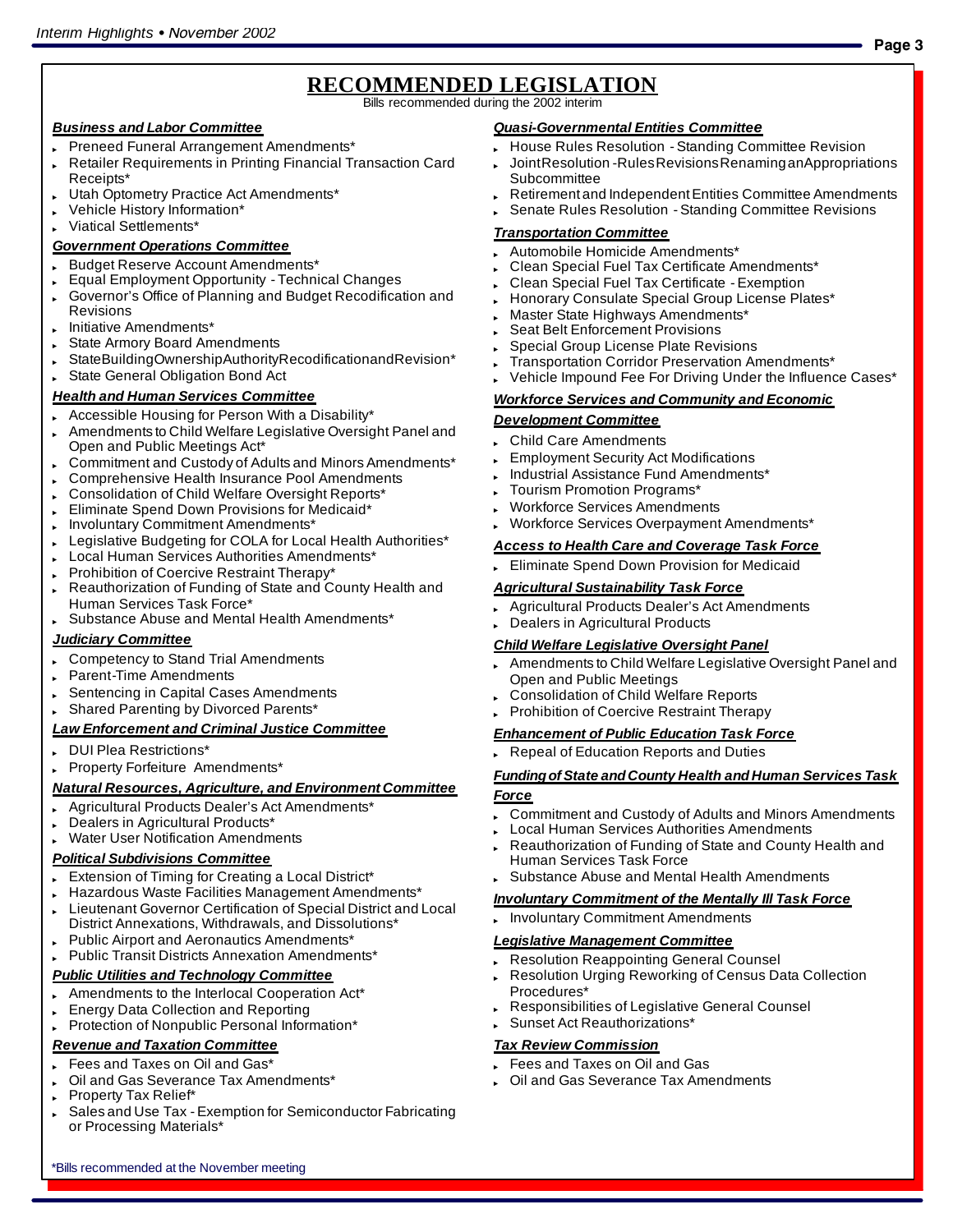# RECOMMENDED LEGISLATION

Bills recommended during the 2002 interim

### Business and Labor Committee

- Preneed Funeral Arrangement Amendments*
- Retailer Requirements in Printing Financial Transaction Card Receipts*
- Utah Optometry Practice Act Amendments*
- Vehicle History Information*
- Viatical Settlements*

### Government Operations Committee

- Budget Reserve Account Amendments*
- Equal Employment Opportunity - Technical Changes
- Governor's Office of Planning and Budget Recodification and Revisions
- Initiative Amendments*
- State Armory Board Amendments
- State Building Ownership Authority Recodification and Revision*
- State General Obligation Bond Act

### Health and Human Services Committee

- Accessible Housing for Person With a Disability*
- Amendments to Child Welfare Legislative Oversight Panel and Open and Public Meetings Act*
- Commitment and Custody of Adults and Minors Amendments*
- Comprehensive Health Insurance Pool Amendments
- Consolidation of Child Welfare Oversight Reports*
- Eliminate Spend Down Provisions for Medicaid*
- Involuntary Commitment Amendments*
- Legislative Budgeting for COLA for Local Health Authorities*
- Local Human Services Authorities Amendments*
- Prohibition of Coercive Restraint Therapy*
- Reauthorization of Funding of State and County Health and Human Services Task Force*
- Substance Abuse and Mental Health Amendments*

### Judiciary Committee

- Competency to Stand Trial Amendments
- Parent-Time Amendments
- Sentencing in Capital Cases Amendments
- Shared Parenting by Divorced Parents*

### Law Enforcement and Criminal Justice Committee

- DUI Plea Restrictions*
- Property Forfeiture Amendments*

### Natural Resources, Agriculture, and Environment Committee

- Agricultural Products Dealer's Act Amendments*
- Dealers in Agricultural Products*
- Water User Notification Amendments

### Political Subdivisions Committee

- Extension of Timing for Creating a Local District*
- Hazardous Waste Facilities Management Amendments*
- Lieutenant Governor Certification of Special District and Local District Annexations, Withdrawals, and Dissolutions*
- Public Airport and Aeronautics Amendments*
- Public Transit Districts Annexation Amendments*

### Public Utilities and Technology Committee

- Amendments to the Interlocal Cooperation Act*
- Energy Data Collection and Reporting
- Protection of Nonpublic Personal Information*

### Revenue and Taxation Committee

- Fees and Taxes on Oil and Gas*
- Oil and Gas Severance Tax Amendments*
- Property Tax Relief*
- Sales and Use Tax - Exemption for Semiconductor Fabricating or Processing Materials*

### Quasi-Governmental Entities Committee

- House Rules Resolution - Standing Committee Revision
- Joint Resolution - Rules Revisions Renaming an Appropriations Subcommittee
- Retirement and Independent Entities Committee Amendments
- Senate Rules Resolution - Standing Committee Revisions

### Transportation Committee

- Automobile Homicide Amendments*
- Clean Special Fuel Tax Certificate Amendments*
- Clean Special Fuel Tax Certificate - Exemption
- Honorary Consulate Special Group License Plates*
- Master State Highways Amendments*
- Seat Belt Enforcement Provisions
- Special Group License Plate Revisions
- Transportation Corridor Preservation Amendments*
- Vehicle Impound Fee For Driving Under the Influence Cases*

### Workforce Services and Community and Economic Development Committee

- Child Care Amendments
- Employment Security Act Modifications
- Industrial Assistance Fund Amendments*
- Tourism Promotion Programs*
- Workforce Services Amendments
- Workforce Services Overpayment Amendments*

### Access to Health Care and Coverage Task Force

- Eliminate Spend Down Provision for Medicaid

### Agricultural Sustainability Task Force

- Agricultural Products Dealer's Act Amendments
- Dealers in Agricultural Products

### Child Welfare Legislative Oversight Panel

- Amendments to Child Welfare Legislative Oversight Panel and Open and Public Meetings
- Consolidation of Child Welfare Reports
- Prohibition of Coercive Restraint Therapy

### Enhancement of Public Education Task Force

- Repeal of Education Reports and Duties

### Funding of State and County Health and Human Services Task Force

- Commitment and Custody of Adults and Minors Amendments
- Local Human Services Authorities Amendments
- Reauthorization of Funding of State and County Health and Human Services Task Force
- Substance Abuse and Mental Health Amendments

### Involuntary Commitment of the Mentally Ill Task Force

- Involuntary Commitment Amendments

### Legislative Management Committee

- Resolution Reappointing General Counsel
- Resolution Urging Reworking of Census Data Collection Procedures*
- Responsibilities of Legislative General Counsel
- Sunset Act Reauthorizations*

### Tax Review Commission

- Fees and Taxes on Oil and Gas
- Oil and Gas Severance Tax Amendments

*Bills recommended at the November meeting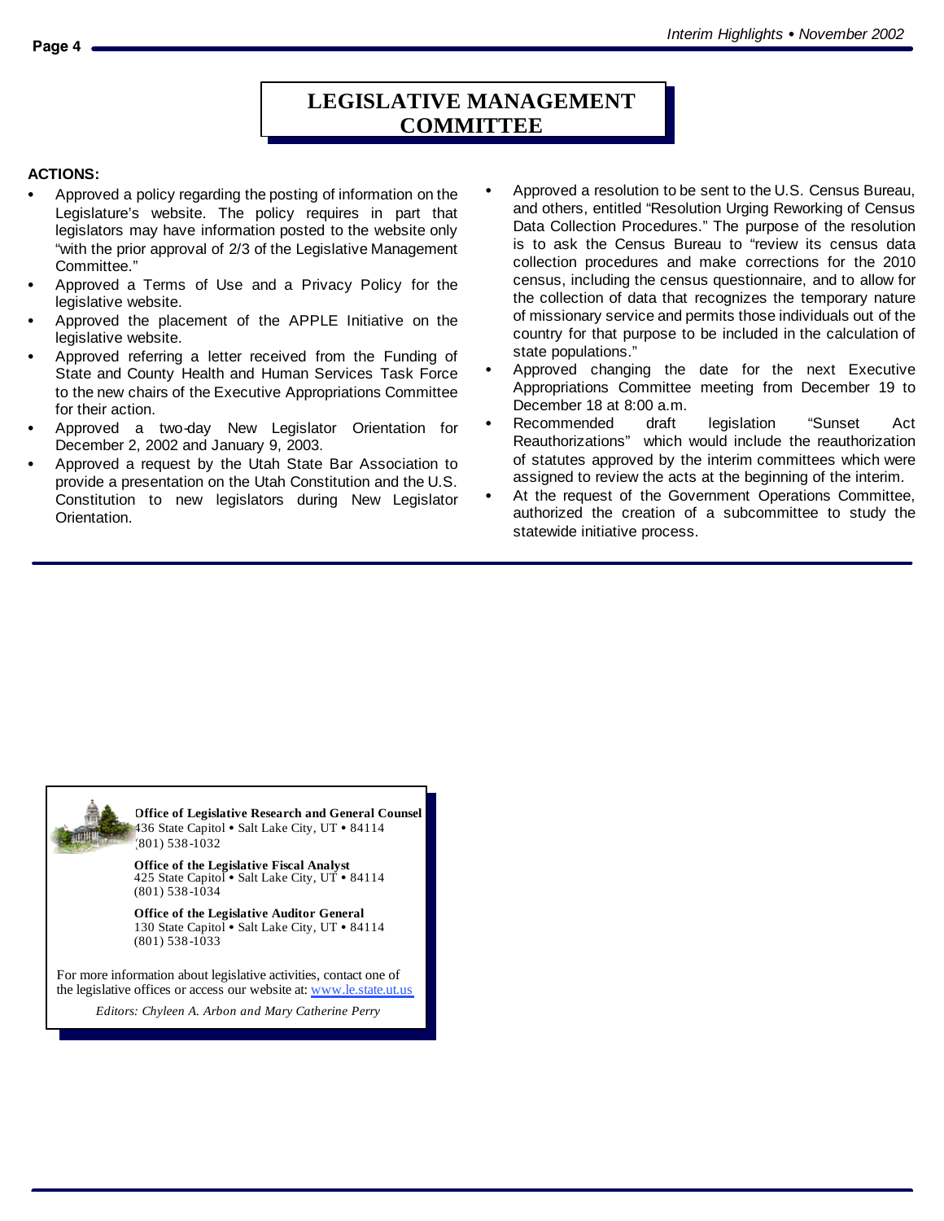# LEGISLATIVE MANAGEMENT COMMITTEE

**ACTIONS:**

- Approved a policy regarding the posting of information on the Legislature's website. The policy requires in part that legislators may have information posted to the website only "with the prior approval of 2/3 of the Legislative Management Committee."
- Approved a Terms of Use and a Privacy Policy for the legislative website.
- Approved the placement of the APPLE Initiative on the legislative website.
- Approved referring a letter received from the Funding of State and County Health and Human Services Task Force to the new chairs of the Executive Appropriations Committee for their action.
- Approved a two-day New Legislator Orientation for December 2, 2002 and January 9, 2003.
- Approved a request by the Utah State Bar Association to provide a presentation on the Utah Constitution and the U.S. Constitution to new legislators during New Legislator Orientation.
- Approved a resolution to be sent to the U.S. Census Bureau, and others, entitled "Resolution Urging Reworking of Census Data Collection Procedures." The purpose of the resolution is to ask the Census Bureau to "review its census data collection procedures and make corrections for the 2010 census, including the census questionnaire, and to allow for the collection of data that recognizes the temporary nature of missionary service and permits those individuals out of the country for that purpose to be included in the calculation of state populations."
- Approved changing the date for the next Executive Appropriations Committee meeting from December 19 to December 18 at 8:00 a.m.
- Recommended draft legislation "Sunset Act Reauthorizations" which would include the reauthorization of statutes approved by the interim committees which were assigned to review the acts at the beginning of the interim.
- At the request of the Government Operations Committee, authorized the creation of a subcommittee to study the statewide initiative process.

---

**Office of Legislative Research and General Counsel**
436 State Capitol • Salt Lake City, UT • 84114
(801) 538-1032

**Office of the Legislative Fiscal Analyst**
425 State Capitol • Salt Lake City, UT • 84114
(801) 538-1034

**Office of the Legislative Auditor General**
130 State Capitol • Salt Lake City, UT • 84114
(801) 538-1033

For more information about legislative activities, contact one of the legislative offices or access our website at: www.le.state.ut.us

*Editors: Chyleen A. Arbon and Mary Catherine Perry*